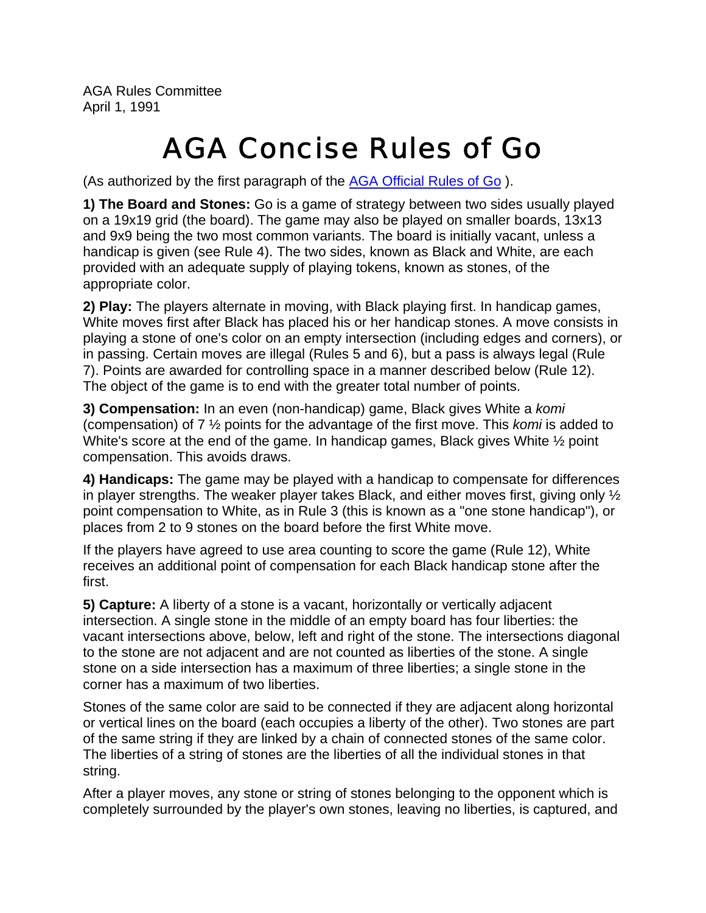AGA Rules Committee
April 1, 1991

# AGA Concise Rules of Go

(As authorized by the first paragraph of the [AGA Official Rules of Go](AGA Official Rules of Go) ).

**1) The Board and Stones:** Go is a game of strategy between two sides usually played on a 19x19 grid (the board). The game may also be played on smaller boards, 13x13 and 9x9 being the two most common variants. The board is initially vacant, unless a handicap is given (see Rule 4). The two sides, known as Black and White, are each provided with an adequate supply of playing tokens, known as stones, of the appropriate color.

**2) Play:** The players alternate in moving, with Black playing first. In handicap games, White moves first after Black has placed his or her handicap stones. A move consists in playing a stone of one's color on an empty intersection (including edges and corners), or in passing. Certain moves are illegal (Rules 5 and 6), but a pass is always legal (Rule 7). Points are awarded for controlling space in a manner described below (Rule 12). The object of the game is to end with the greater total number of points.

**3) Compensation:** In an even (non-handicap) game, Black gives White a *komi* (compensation) of 7 ½ points for the advantage of the first move. This *komi* is added to White's score at the end of the game. In handicap games, Black gives White ½ point compensation. This avoids draws.

**4) Handicaps:** The game may be played with a handicap to compensate for differences in player strengths. The weaker player takes Black, and either moves first, giving only ½ point compensation to White, as in Rule 3 (this is known as a "one stone handicap"), or places from 2 to 9 stones on the board before the first White move.

If the players have agreed to use area counting to score the game (Rule 12), White receives an additional point of compensation for each Black handicap stone after the first.

**5) Capture:** A liberty of a stone is a vacant, horizontally or vertically adjacent intersection. A single stone in the middle of an empty board has four liberties: the vacant intersections above, below, left and right of the stone. The intersections diagonal to the stone are not adjacent and are not counted as liberties of the stone. A single stone on a side intersection has a maximum of three liberties; a single stone in the corner has a maximum of two liberties.

Stones of the same color are said to be connected if they are adjacent along horizontal or vertical lines on the board (each occupies a liberty of the other). Two stones are part of the same string if they are linked by a chain of connected stones of the same color. The liberties of a string of stones are the liberties of all the individual stones in that string.

After a player moves, any stone or string of stones belonging to the opponent which is completely surrounded by the player's own stones, leaving no liberties, is captured, and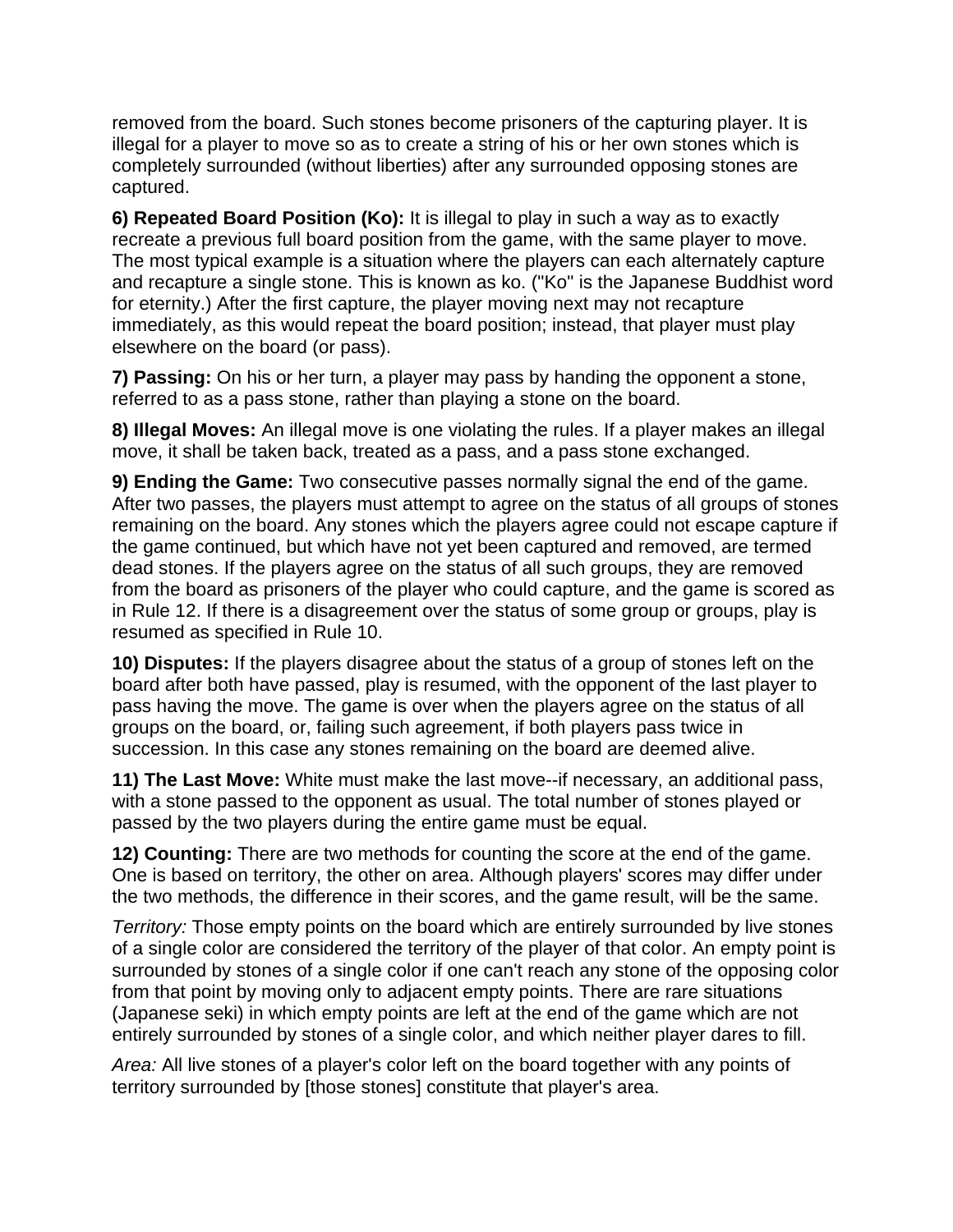removed from the board. Such stones become prisoners of the capturing player. It is illegal for a player to move so as to create a string of his or her own stones which is completely surrounded (without liberties) after any surrounded opposing stones are captured.

**6) Repeated Board Position (Ko):** It is illegal to play in such a way as to exactly recreate a previous full board position from the game, with the same player to move. The most typical example is a situation where the players can each alternately capture and recapture a single stone. This is known as ko. ("Ko" is the Japanese Buddhist word for eternity.) After the first capture, the player moving next may not recapture immediately, as this would repeat the board position; instead, that player must play elsewhere on the board (or pass).

**7) Passing:** On his or her turn, a player may pass by handing the opponent a stone, referred to as a pass stone, rather than playing a stone on the board.

**8) Illegal Moves:** An illegal move is one violating the rules. If a player makes an illegal move, it shall be taken back, treated as a pass, and a pass stone exchanged.

**9) Ending the Game:** Two consecutive passes normally signal the end of the game. After two passes, the players must attempt to agree on the status of all groups of stones remaining on the board. Any stones which the players agree could not escape capture if the game continued, but which have not yet been captured and removed, are termed dead stones. If the players agree on the status of all such groups, they are removed from the board as prisoners of the player who could capture, and the game is scored as in Rule 12. If there is a disagreement over the status of some group or groups, play is resumed as specified in Rule 10.

**10) Disputes:** If the players disagree about the status of a group of stones left on the board after both have passed, play is resumed, with the opponent of the last player to pass having the move. The game is over when the players agree on the status of all groups on the board, or, failing such agreement, if both players pass twice in succession. In this case any stones remaining on the board are deemed alive.

**11) The Last Move:** White must make the last move--if necessary, an additional pass, with a stone passed to the opponent as usual. The total number of stones played or passed by the two players during the entire game must be equal.

**12) Counting:** There are two methods for counting the score at the end of the game. One is based on territory, the other on area. Although players' scores may differ under the two methods, the difference in their scores, and the game result, will be the same.

*Territory:* Those empty points on the board which are entirely surrounded by live stones of a single color are considered the territory of the player of that color. An empty point is surrounded by stones of a single color if one can't reach any stone of the opposing color from that point by moving only to adjacent empty points. There are rare situations (Japanese seki) in which empty points are left at the end of the game which are not entirely surrounded by stones of a single color, and which neither player dares to fill.

*Area:* All live stones of a player's color left on the board together with any points of territory surrounded by [those stones] constitute that player's area.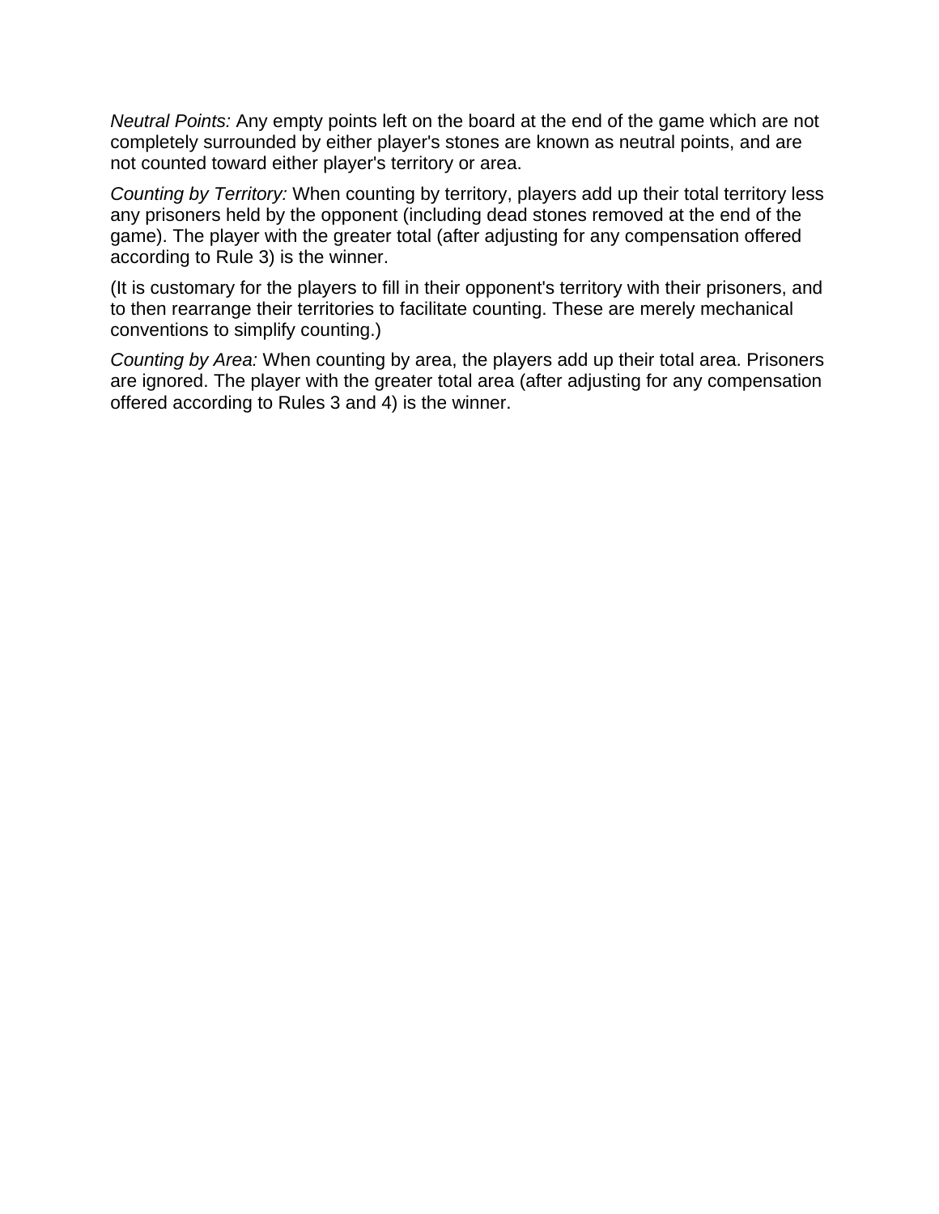*Neutral Points:* Any empty points left on the board at the end of the game which are not completely surrounded by either player's stones are known as neutral points, and are not counted toward either player's territory or area.

*Counting by Territory:* When counting by territory, players add up their total territory less any prisoners held by the opponent (including dead stones removed at the end of the game). The player with the greater total (after adjusting for any compensation offered according to Rule 3) is the winner.

(It is customary for the players to fill in their opponent's territory with their prisoners, and to then rearrange their territories to facilitate counting. These are merely mechanical conventions to simplify counting.)

*Counting by Area:* When counting by area, the players add up their total area. Prisoners are ignored. The player with the greater total area (after adjusting for any compensation offered according to Rules 3 and 4) is the winner.